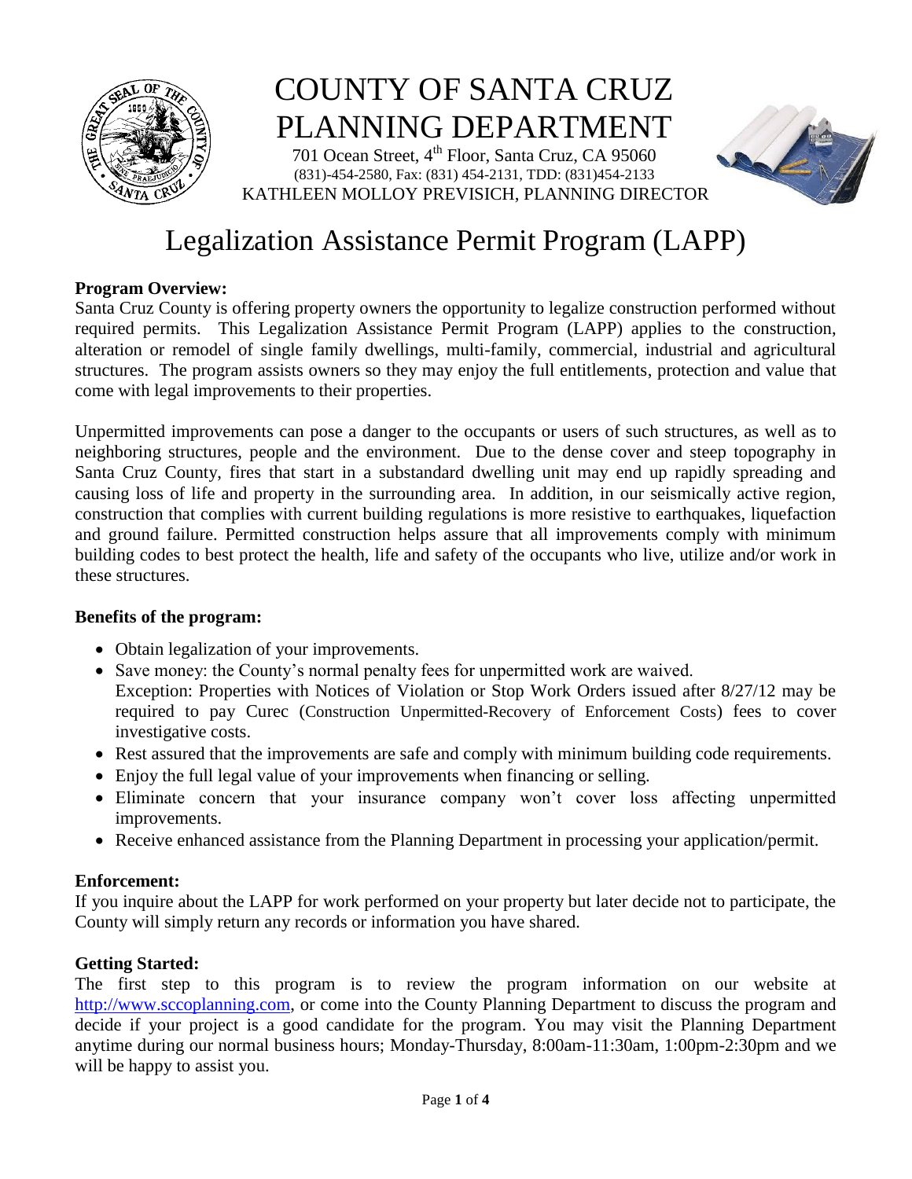# COUNTY OF SANTA CRUZ PLANNING DEPARTMENT

701 Ocean Street, 4th Floor, Santa Cruz, CA 95060
(831)-454-2580, Fax: (831) 454-2131, TDD: (831)454-2133
KATHLEEN MOLLOY PREVISICH, PLANNING DIRECTOR

# Legalization Assistance Permit Program (LAPP)

**Program Overview:**
Santa Cruz County is offering property owners the opportunity to legalize construction performed without required permits. This Legalization Assistance Permit Program (LAPP) applies to the construction, alteration or remodel of single family dwellings, multi-family, commercial, industrial and agricultural structures. The program assists owners so they may enjoy the full entitlements, protection and value that come with legal improvements to their properties.

Unpermitted improvements can pose a danger to the occupants or users of such structures, as well as to neighboring structures, people and the environment. Due to the dense cover and steep topography in Santa Cruz County, fires that start in a substandard dwelling unit may end up rapidly spreading and causing loss of life and property in the surrounding area. In addition, in our seismically active region, construction that complies with current building regulations is more resistive to earthquakes, liquefaction and ground failure. Permitted construction helps assure that all improvements comply with minimum building codes to best protect the health, life and safety of the occupants who live, utilize and/or work in these structures.

**Benefits of the program:**

- Obtain legalization of your improvements.
- Save money: the County's normal penalty fees for unpermitted work are waived.
  Exception: Properties with Notices of Violation or Stop Work Orders issued after 8/27/12 may be required to pay Curec (Construction Unpermitted-Recovery of Enforcement Costs) fees to cover investigative costs.
- Rest assured that the improvements are safe and comply with minimum building code requirements.
- Enjoy the full legal value of your improvements when financing or selling.
- Eliminate concern that your insurance company won't cover loss affecting unpermitted improvements.
- Receive enhanced assistance from the Planning Department in processing your application/permit.

**Enforcement:**
If you inquire about the LAPP for work performed on your property but later decide not to participate, the County will simply return any records or information you have shared.

**Getting Started:**
The first step to this program is to review the program information on our website at http://www.sccoplanning.com, or come into the County Planning Department to discuss the program and decide if your project is a good candidate for the program. You may visit the Planning Department anytime during our normal business hours; Monday-Thursday, 8:00am-11:30am, 1:00pm-2:30pm and we will be happy to assist you.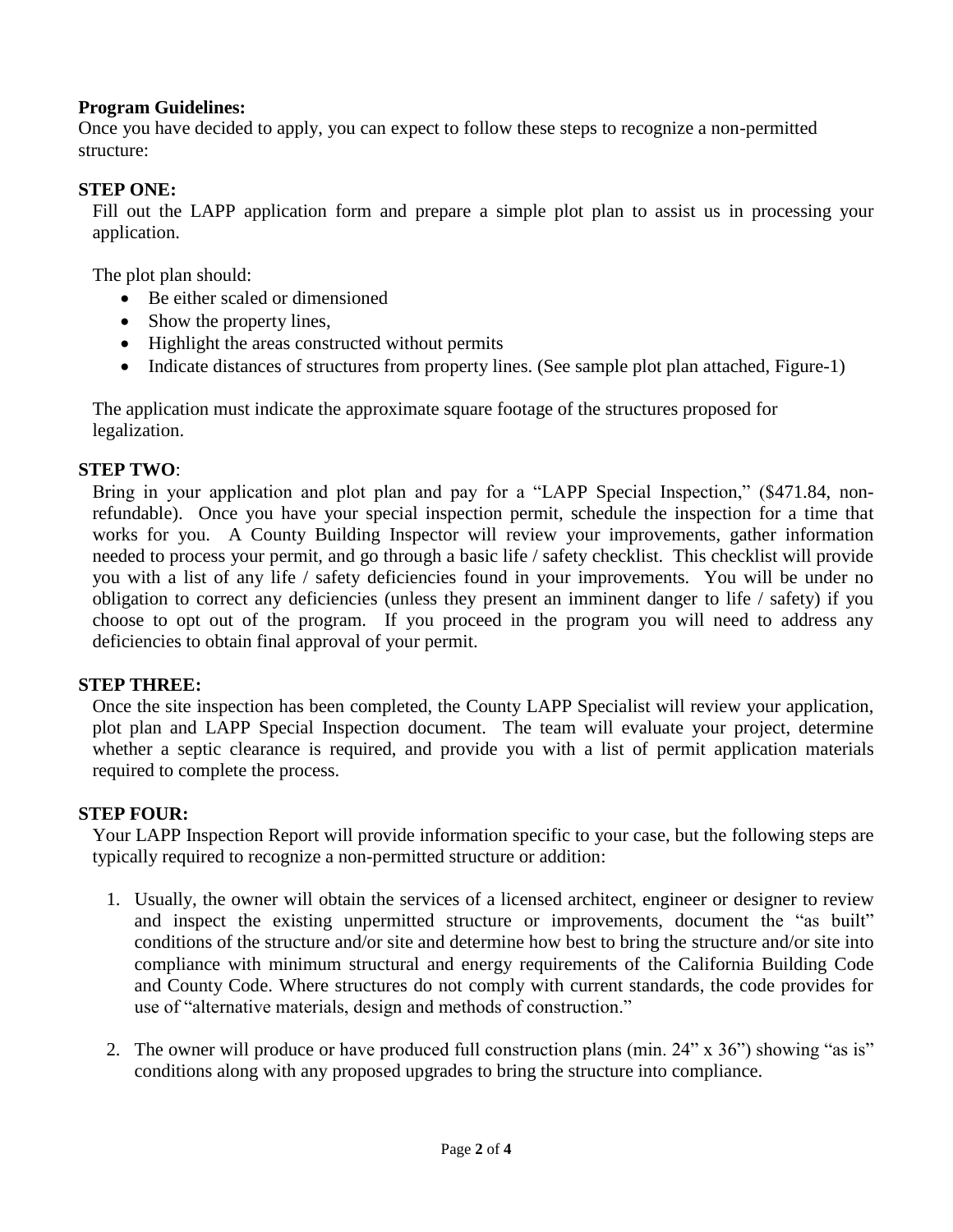**Program Guidelines:**
Once you have decided to apply, you can expect to follow these steps to recognize a non-permitted structure:

**STEP ONE:**

Fill out the LAPP application form and prepare a simple plot plan to assist us in processing your application.

The plot plan should:

- Be either scaled or dimensioned
- Show the property lines,
- Highlight the areas constructed without permits
- Indicate distances of structures from property lines. (See sample plot plan attached, Figure-1)

The application must indicate the approximate square footage of the structures proposed for legalization.

**STEP TWO**:

Bring in your application and plot plan and pay for a "LAPP Special Inspection," ($471.84, non-refundable). Once you have your special inspection permit, schedule the inspection for a time that works for you. A County Building Inspector will review your improvements, gather information needed to process your permit, and go through a basic life / safety checklist. This checklist will provide you with a list of any life / safety deficiencies found in your improvements. You will be under no obligation to correct any deficiencies (unless they present an imminent danger to life / safety) if you choose to opt out of the program. If you proceed in the program you will need to address any deficiencies to obtain final approval of your permit.

**STEP THREE:**

Once the site inspection has been completed, the County LAPP Specialist will review your application, plot plan and LAPP Special Inspection document. The team will evaluate your project, determine whether a septic clearance is required, and provide you with a list of permit application materials required to complete the process.

**STEP FOUR:**

Your LAPP Inspection Report will provide information specific to your case, but the following steps are typically required to recognize a non-permitted structure or addition:

1. Usually, the owner will obtain the services of a licensed architect, engineer or designer to review and inspect the existing unpermitted structure or improvements, document the "as built" conditions of the structure and/or site and determine how best to bring the structure and/or site into compliance with minimum structural and energy requirements of the California Building Code and County Code. Where structures do not comply with current standards, the code provides for use of "alternative materials, design and methods of construction."

2. The owner will produce or have produced full construction plans (min. 24" x 36") showing "as is" conditions along with any proposed upgrades to bring the structure into compliance.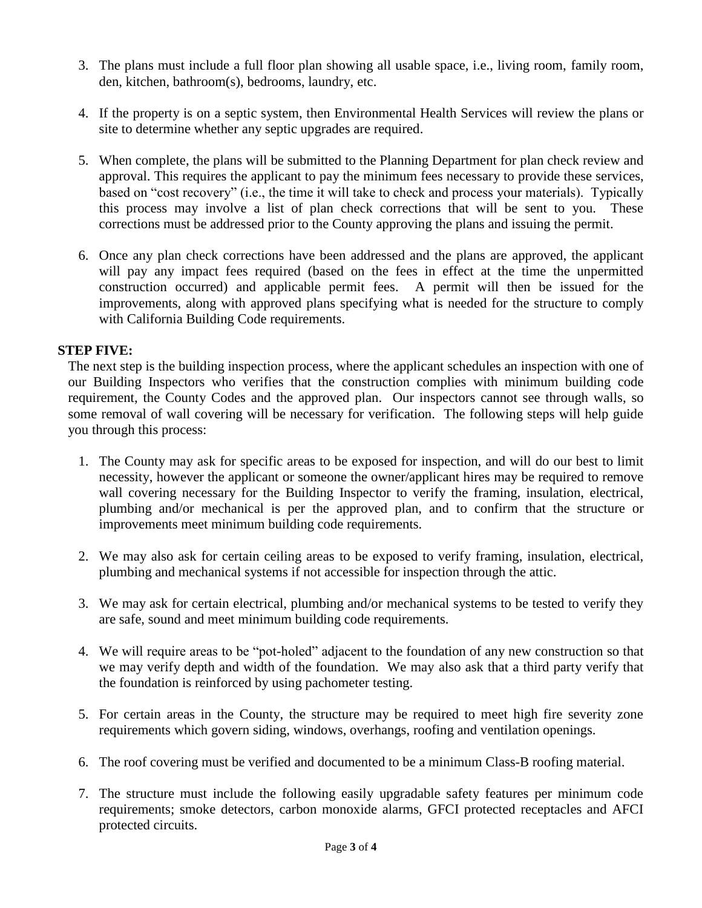3. The plans must include a full floor plan showing all usable space, i.e., living room, family room, den, kitchen, bathroom(s), bedrooms, laundry, etc.

4. If the property is on a septic system, then Environmental Health Services will review the plans or site to determine whether any septic upgrades are required.

5. When complete, the plans will be submitted to the Planning Department for plan check review and approval. This requires the applicant to pay the minimum fees necessary to provide these services, based on "cost recovery" (i.e., the time it will take to check and process your materials). Typically this process may involve a list of plan check corrections that will be sent to you. These corrections must be addressed prior to the County approving the plans and issuing the permit.

6. Once any plan check corrections have been addressed and the plans are approved, the applicant will pay any impact fees required (based on the fees in effect at the time the unpermitted construction occurred) and applicable permit fees. A permit will then be issued for the improvements, along with approved plans specifying what is needed for the structure to comply with California Building Code requirements.

**STEP FIVE:**

The next step is the building inspection process, where the applicant schedules an inspection with one of our Building Inspectors who verifies that the construction complies with minimum building code requirement, the County Codes and the approved plan. Our inspectors cannot see through walls, so some removal of wall covering will be necessary for verification. The following steps will help guide you through this process:

1. The County may ask for specific areas to be exposed for inspection, and will do our best to limit necessity, however the applicant or someone the owner/applicant hires may be required to remove wall covering necessary for the Building Inspector to verify the framing, insulation, electrical, plumbing and/or mechanical is per the approved plan, and to confirm that the structure or improvements meet minimum building code requirements.

2. We may also ask for certain ceiling areas to be exposed to verify framing, insulation, electrical, plumbing and mechanical systems if not accessible for inspection through the attic.

3. We may ask for certain electrical, plumbing and/or mechanical systems to be tested to verify they are safe, sound and meet minimum building code requirements.

4. We will require areas to be "pot-holed" adjacent to the foundation of any new construction so that we may verify depth and width of the foundation. We may also ask that a third party verify that the foundation is reinforced by using pachometer testing.

5. For certain areas in the County, the structure may be required to meet high fire severity zone requirements which govern siding, windows, overhangs, roofing and ventilation openings.

6. The roof covering must be verified and documented to be a minimum Class-B roofing material.

7. The structure must include the following easily upgradable safety features per minimum code requirements; smoke detectors, carbon monoxide alarms, GFCI protected receptacles and AFCI protected circuits.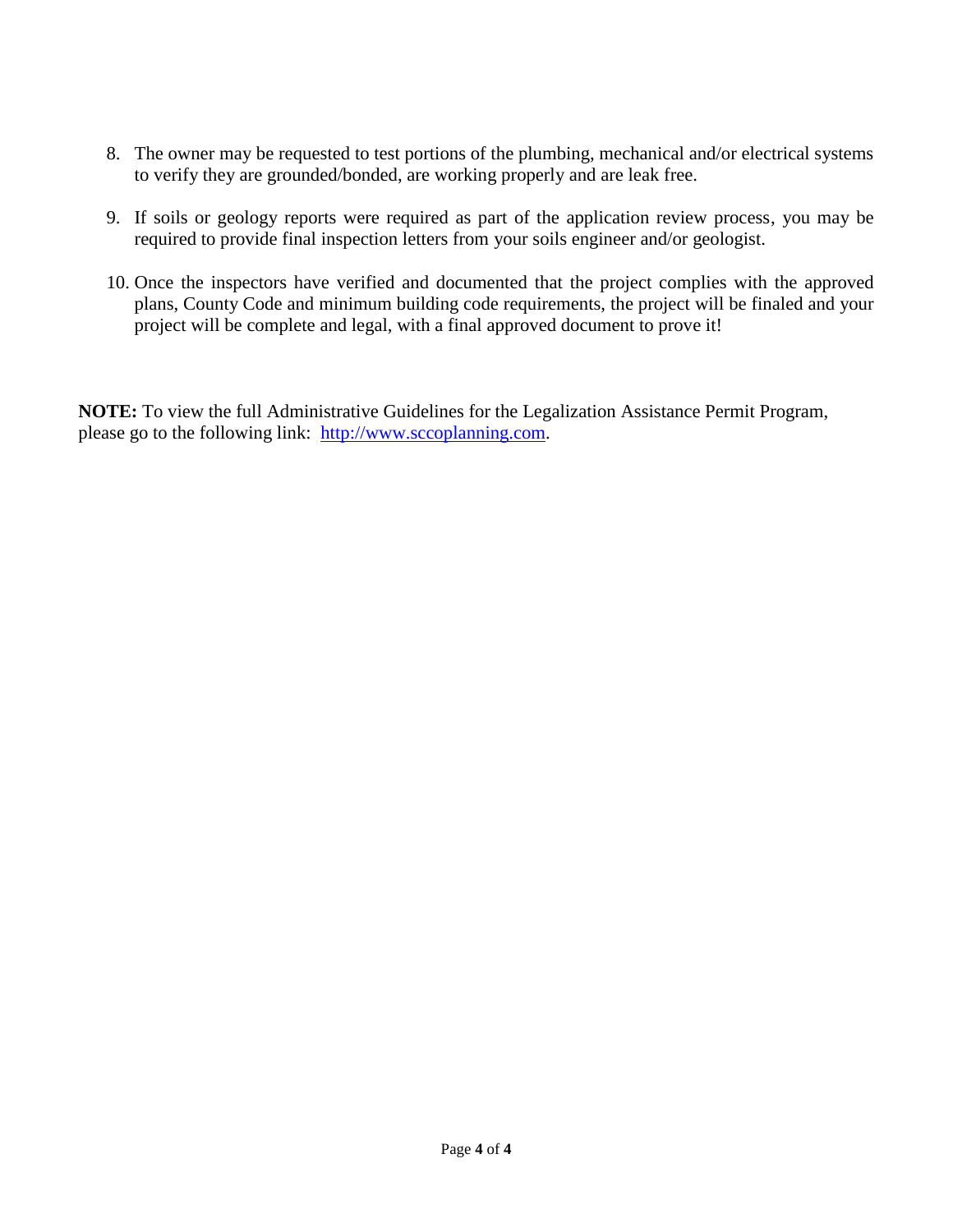8. The owner may be requested to test portions of the plumbing, mechanical and/or electrical systems to verify they are grounded/bonded, are working properly and are leak free.

9. If soils or geology reports were required as part of the application review process, you may be required to provide final inspection letters from your soils engineer and/or geologist.

10. Once the inspectors have verified and documented that the project complies with the approved plans, County Code and minimum building code requirements, the project will be finaled and your project will be complete and legal, with a final approved document to prove it!

**NOTE:** To view the full Administrative Guidelines for the Legalization Assistance Permit Program, please go to the following link: [http://www.sccoplanning.com](http://www.sccoplanning.com).